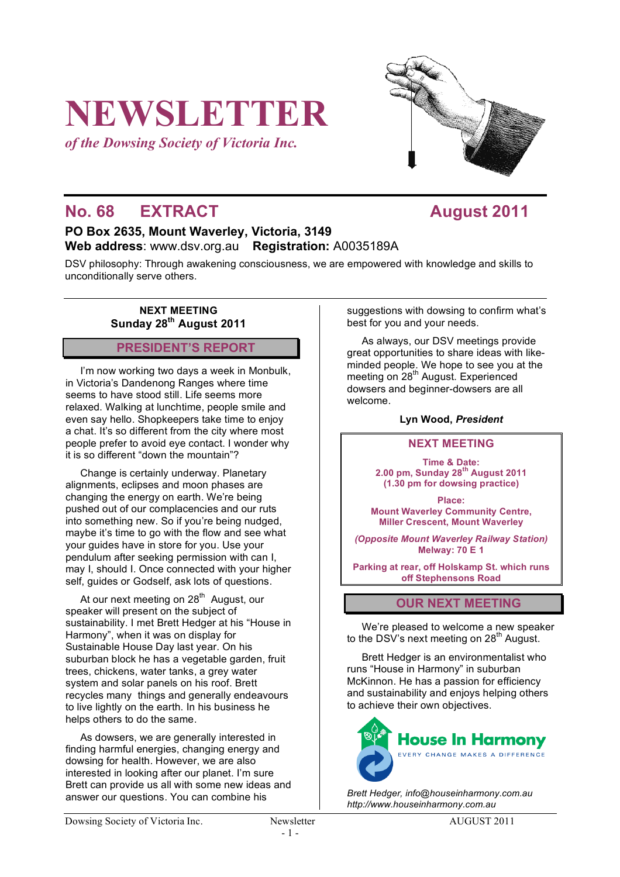# NEWSLETTER

*of the Dowsing Society of Victoria Inc.*

## No. 68 EXTRACT August 2011

**PO Box 2635, Mount Waverley, Victoria, 3149**
**Web address**: www.dsv.org.au **Registration:** A0035189A

DSV philosophy: Through awakening consciousness, we are empowered with knowledge and skills to unconditionally serve others.

**NEXT MEETING**
**Sunday 28th August 2011**

## PRESIDENT'S REPORT

I'm now working two days a week in Monbulk, in Victoria's Dandenong Ranges where time seems to have stood still. Life seems more relaxed. Walking at lunchtime, people smile and even say hello. Shopkeepers take time to enjoy a chat. It's so different from the city where most people prefer to avoid eye contact. I wonder why it is so different "down the mountain"?

Change is certainly underway. Planetary alignments, eclipses and moon phases are changing the energy on earth. We're being pushed out of our complacencies and our ruts into something new. So if you're being nudged, maybe it's time to go with the flow and see what your guides have in store for you. Use your pendulum after seeking permission with can I, may I, should I. Once connected with your higher self, guides or Godself, ask lots of questions.

At our next meeting on 28th August, our speaker will present on the subject of sustainability. I met Brett Hedger at his "House in Harmony", when it was on display for Sustainable House Day last year. On his suburban block he has a vegetable garden, fruit trees, chickens, water tanks, a grey water system and solar panels on his roof. Brett recycles many things and generally endeavours to live lightly on the earth. In his business he helps others to do the same.

As dowsers, we are generally interested in finding harmful energies, changing energy and dowsing for health. However, we are also interested in looking after our planet. I'm sure Brett can provide us all with some new ideas and answer our questions. You can combine his suggestions with dowsing to confirm what's best for you and your needs.

As always, our DSV meetings provide great opportunities to share ideas with like-minded people. We hope to see you at the meeting on 28th August. Experienced dowsers and beginner-dowsers are all welcome.

**Lyn Wood, *President***

### NEXT MEETING

**Time & Date:**
**2.00 pm, Sunday 28th August 2011**
**(1.30 pm for dowsing practice)**

**Place:**
**Mount Waverley Community Centre, Miller Crescent, Mount Waverley**

***(Opposite Mount Waverley Railway Station)***
**Melway: 70 E 1**

**Parking at rear, off Holskamp St. which runs off Stephensons Road**

## OUR NEXT MEETING

We're pleased to welcome a new speaker to the DSV's next meeting on 28th August.

Brett Hedger is an environmentalist who runs "House in Harmony" in suburban McKinnon. He has a passion for efficiency and sustainability and enjoys helping others to achieve their own objectives.

House In Harmony
EVERY CHANGE MAKES A DIFFERENCE

*Brett Hedger, info@houseinharmony.com.au*
*http://www.houseinharmony.com.au*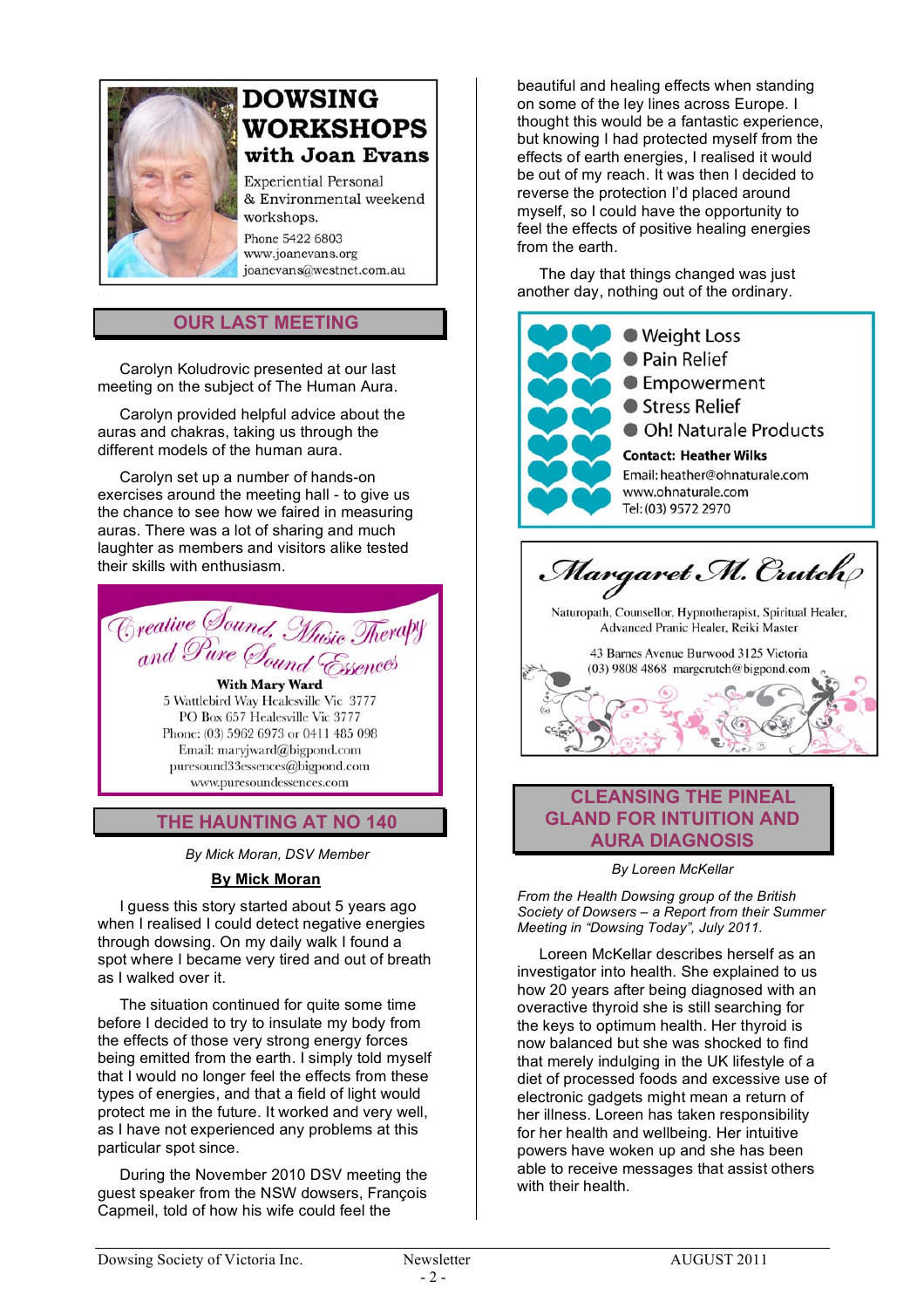**DOWSING WORKSHOPS**
**with Joan Evans**

Experiential Personal & Environmental weekend workshops.

Phone 5422 6803
www.joanevans.org
joanevans@westnet.com.au

## OUR LAST MEETING

Carolyn Koludrovic presented at our last meeting on the subject of The Human Aura.

Carolyn provided helpful advice about the auras and chakras, taking us through the different models of the human aura.

Carolyn set up a number of hands-on exercises around the meeting hall - to give us the chance to see how we faired in measuring auras. There was a lot of sharing and much laughter as members and visitors alike tested their skills with enthusiasm.

*Creative Sound, Music Therapy and Pure Sound Essences*

**With Mary Ward**
5 Wattlebird Way Healesville Vic 3777
PO Box 657 Healesville Vic 3777
Phone: (03) 5962 6973 or 0411 485 098
Email: maryjward@bigpond.com
puresound33essences@bigpond.com
www.puresoundessences.com

## THE HAUNTING AT NO 140

*By Mick Moran, DSV Member*

**By Mick Moran**

I guess this story started about 5 years ago when I realised I could detect negative energies through dowsing. On my daily walk I found a spot where I became very tired and out of breath as I walked over it.

The situation continued for quite some time before I decided to try to insulate my body from the effects of those very strong energy forces being emitted from the earth. I simply told myself that I would no longer feel the effects from these types of energies, and that a field of light would protect me in the future. It worked and very well, as I have not experienced any problems at this particular spot since.

During the November 2010 DSV meeting the guest speaker from the NSW dowsers, François Capmeil, told of how his wife could feel the beautiful and healing effects when standing on some of the ley lines across Europe. I thought this would be a fantastic experience, but knowing I had protected myself from the effects of earth energies, I realised it would be out of my reach. It was then I decided to reverse the protection I'd placed around myself, so I could have the opportunity to feel the effects of positive healing energies from the earth.

The day that things changed was just another day, nothing out of the ordinary.

- Weight Loss
- Pain Relief
- Empowerment
- Stress Relief
- Oh! Naturale Products

**Contact: Heather Wilks**
Email: heather@ohnaturale.com
www.ohnaturale.com
Tel: (03) 9572 2970

*Margaret M. Crutch*

Naturopath, Counsellor, Hypnotherapist, Spiritual Healer, Advanced Pranic Healer, Reiki Master

43 Barnes Avenue Burwood 3125 Victoria
(03) 9808 4868 margcrutch@bigpond.com

## CLEANSING THE PINEAL GLAND FOR INTUITION AND AURA DIAGNOSIS

*By Loreen McKellar*

*From the Health Dowsing group of the British Society of Dowsers – a Report from their Summer Meeting in "Dowsing Today", July 2011.*

Loreen McKellar describes herself as an investigator into health. She explained to us how 20 years after being diagnosed with an overactive thyroid she is still searching for the keys to optimum health. Her thyroid is now balanced but she was shocked to find that merely indulging in the UK lifestyle of a diet of processed foods and excessive use of electronic gadgets might mean a return of her illness. Loreen has taken responsibility for her health and wellbeing. Her intuitive powers have woken up and she has been able to receive messages that assist others with their health.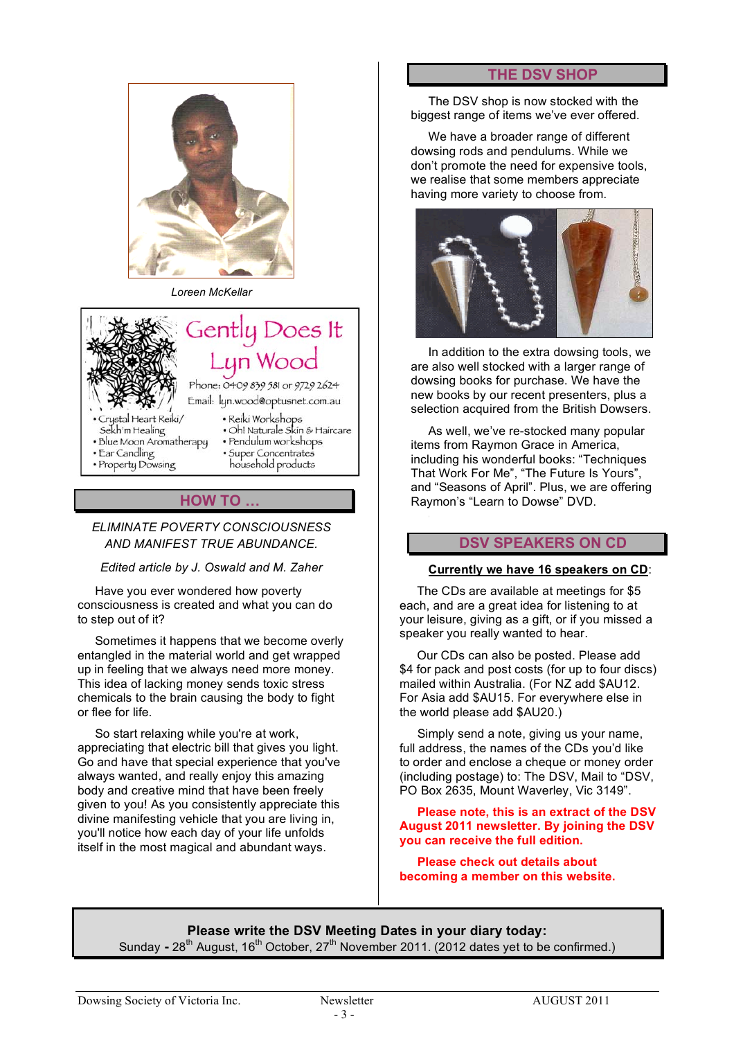Loreen McKellar

**Gently Does It**

**Lyn Wood**

Phone: 0409 839 581 or 9729 2624

Email: lyn.wood@optusnet.com.au

- Crystal Heart Reiki/ Sekh'm Healing
- Blue Moon Aromatherapy
- Ear Candling
- Property Dowsing
- Reiki Workshops
- Oh! Naturale Skin & Haircare
- Pendulum workshops
- Super Concentrates household products

## HOW TO …

*ELIMINATE POVERTY CONSCIOUSNESS AND MANIFEST TRUE ABUNDANCE.*

*Edited article by J. Oswald and M. Zaher*

Have you ever wondered how poverty consciousness is created and what you can do to step out of it?

Sometimes it happens that we become overly entangled in the material world and get wrapped up in feeling that we always need more money. This idea of lacking money sends toxic stress chemicals to the brain causing the body to fight or flee for life.

So start relaxing while you're at work, appreciating that electric bill that gives you light. Go and have that special experience that you've always wanted, and really enjoy this amazing body and creative mind that have been freely given to you! As you consistently appreciate this divine manifesting vehicle that you are living in, you'll notice how each day of your life unfolds itself in the most magical and abundant ways.

## THE DSV SHOP

The DSV shop is now stocked with the biggest range of items we've ever offered.

We have a broader range of different dowsing rods and pendulums. While we don't promote the need for expensive tools, we realise that some members appreciate having more variety to choose from.

In addition to the extra dowsing tools, we are also well stocked with a larger range of dowsing books for purchase. We have the new books by our recent presenters, plus a selection acquired from the British Dowsers.

As well, we've re-stocked many popular items from Raymon Grace in America, including his wonderful books: "Techniques That Work For Me", "The Future Is Yours", and "Seasons of April". Plus, we are offering Raymon's "Learn to Dowse" DVD.

## DSV SPEAKERS ON CD

**Currently we have 16 speakers on CD**:

The CDs are available at meetings for $5 each, and are a great idea for listening to at your leisure, giving as a gift, or if you missed a speaker you really wanted to hear.

Our CDs can also be posted. Please add $4 for pack and post costs (for up to four discs) mailed within Australia. (For NZ add $AU12. For Asia add $AU15. For everywhere else in the world please add $AU20.)

Simply send a note, giving us your name, full address, the names of the CDs you'd like to order and enclose a cheque or money order (including postage) to: The DSV, Mail to "DSV, PO Box 2635, Mount Waverley, Vic 3149".

**Please note, this is an extract of the DSV August 2011 newsletter. By joining the DSV you can receive the full edition.**

**Please check out details about becoming a member on this website.**

**Please write the DSV Meeting Dates in your diary today:**
Sunday - 28th August, 16th October, 27th November 2011. (2012 dates yet to be confirmed.)